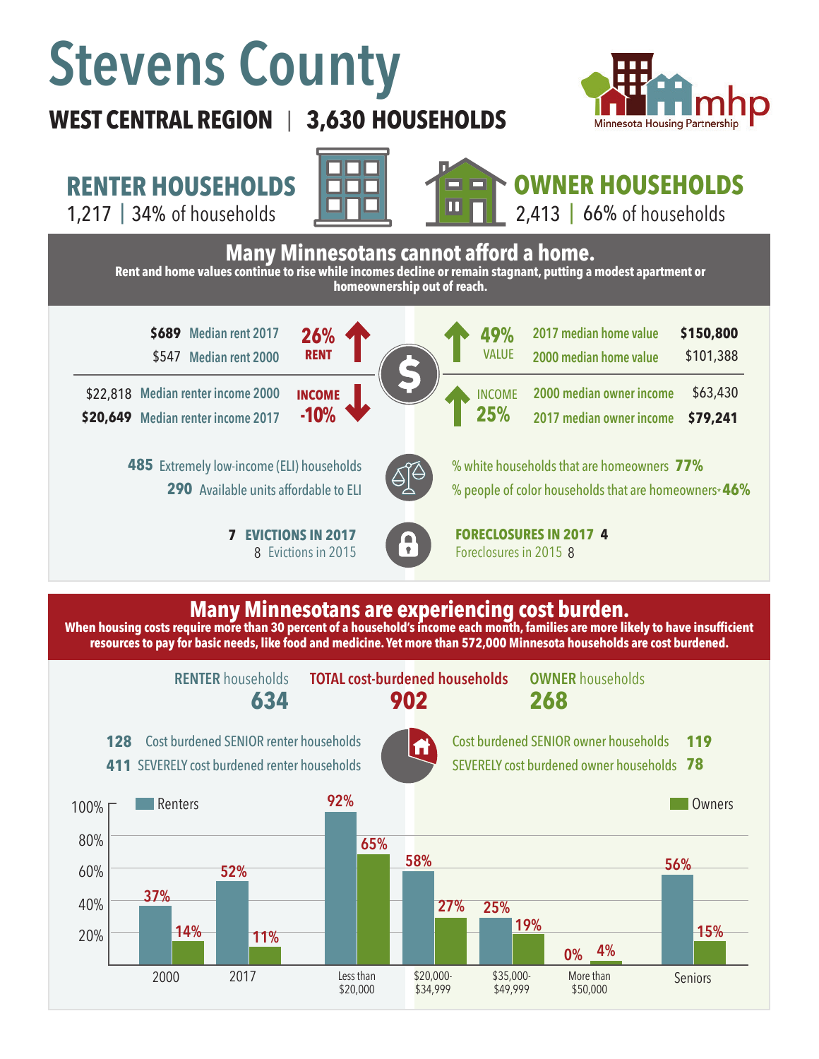# Stevens County

**WEST CENTRAL REGION | 3,630 HOUSEHOLDS**

Minnesota Housing Partnership

## RENTER HOUSEHOLDS

1,217 | 34% of households

## OWNER HOUSEHOLDS

2,413 | 66% of households

## Many Minnesotans cannot afford a home.

**Rent and home values continue to rise while incomes decline or remain stagnant, putting a modest apartment or homeownership out of reach.**

| Renters | | Change | Change | Owners | |
|---|---|---|---|---|---|
| Median rent 2017 | **$689** | **26% RENT** ↑ | **49% VALUE** ↑ | 2017 median home value | **$150,800** |
| Median rent 2000 | $547 | | | 2000 median home value | $101,388 |
| Median renter income 2000 | $22,818 | **INCOME -10%** ↓ | **INCOME 25%** ↑ | 2000 median owner income | $63,430 |
| Median renter income 2017 | **$20,649** | | | 2017 median owner income | **$79,241** |

**485** Extremely low-income (ELI) households

**290** Available units affordable to ELI

% white households that are homeowners **77%**

% people of color households that are homeowners* **46%**

**7 EVICTIONS IN 2017**

8 Evictions in 2015

**FORECLOSURES IN 2017 4**

Foreclosures in 2015 8

## Many Minnesotans are experiencing cost burden.

**When housing costs require more than 30 percent of a household's income each month, families are more likely to have insufficient resources to pay for basic needs, like food and medicine. Yet more than 572,000 Minnesota households are cost burdened.**

| RENTER households | TOTAL cost-burdened households | OWNER households |
|---|---|---|
| **634** | **902** | **268** |

**128** Cost burdened SENIOR renter households

**411** SEVERELY cost burdened renter households

Cost burdened SENIOR owner households **119**

SEVERELY cost burdened owner households **78**

| | Renters | Owners |
|---|---|---|
| 2000 | 37% | 14% |
| 2017 | 52% | 11% |
| Less than $20,000 | 92% | 65% |
| $20,000-$34,999 | 58% | 27% |
| $35,000-$49,999 | 25% | 19% |
| More than $50,000 | 0% | 4% |
| Seniors | 56% | 15% |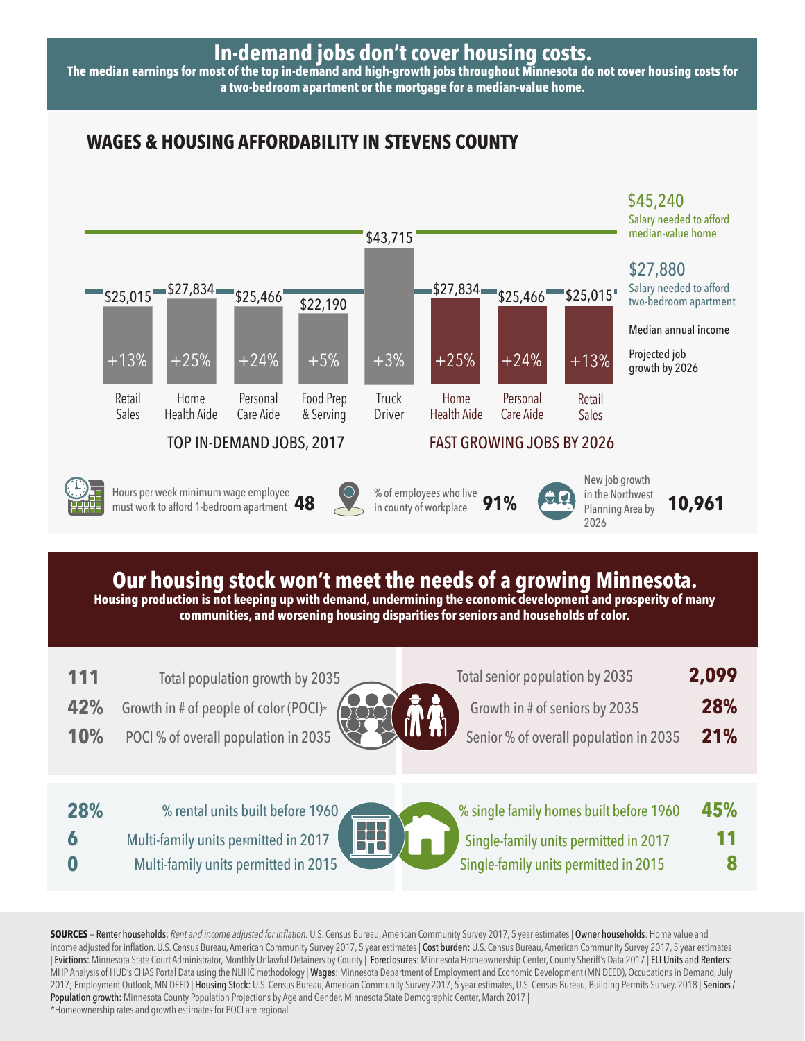# In-demand jobs don't cover housing costs.

**The median earnings for most of the top in-demand and high-growth jobs throughout Minnesota do not cover housing costs for a two-bedroom apartment or the mortgage for a median-value home.**

## WAGES & HOUSING AFFORDABILITY IN STEVENS COUNTY

$45,240
Salary needed to afford median-value home

$27,880
Salary needed to afford two-bedroom apartment

Median annual income

Projected job growth by 2026

TOP IN-DEMAND JOBS, 2017

Retail Sales
$25,015
+13%

Home Health Aide
$27,834
+25%

Personal Care Aide
$25,466
+24%

Food Prep & Serving
$22,190
+5%

Truck Driver
$43,715
+3%

FAST GROWING JOBS BY 2026

Home Health Aide
$27,834
+25%

Personal Care Aide
$25,466
+24%

Retail Sales
$25,015
+13%

Hours per week minimum wage employee must work to afford 1-bedroom apartment **48**

% of employees who live in county of workplace **91%**

New job growth in the Northwest Planning Area by 2026 **10,961**

# Our housing stock won't meet the needs of a growing Minnesota.

**Housing production is not keeping up with demand, undermining the economic development and prosperity of many communities, and worsening housing disparities for seniors and households of color.**

**111** Total population growth by 2035

**42%** Growth in # of people of color (POCI)*

**10%** POCI % of overall population in 2035

Total senior population by 2035 **2,099**

Growth in # of seniors by 2035 **28%**

Senior % of overall population in 2035 **21%**

**28%** % rental units built before 1960

**6** Multi-family units permitted in 2017

**0** Multi-family units permitted in 2015

% single family homes built before 1960 **45%**

Single-family units permitted in 2017 **11**

Single-family units permitted in 2015 **8**

**SOURCES** – Renter households: *Rent and income adjusted for inflation.* U.S. Census Bureau, American Community Survey 2017, 5 year estimates | Owner households: Home value and income adjusted for inflation. U.S. Census Bureau, American Community Survey 2017, 5 year estimates | Cost burden: U.S. Census Bureau, American Community Survey 2017, 5 year estimates | Evictions: Minnesota State Court Administrator, Monthly Unlawful Detainers by County | Foreclosures: Minnesota Homeownership Center, County Sheriff's Data 2017 | ELI Units and Renters: MHP Analysis of HUD's CHAS Portal Data using the NLIHC methodology | Wages: Minnesota Department of Employment and Economic Development (MN DEED), Occupations in Demand, July 2017; Employment Outlook, MN DEED | Housing Stock: U.S. Census Bureau, American Community Survey 2017, 5 year estimates, U.S. Census Bureau, Building Permits Survey, 2018 | Seniors / Population growth: Minnesota County Population Projections by Age and Gender, Minnesota State Demographic Center, March 2017 |
*Homeownership rates and growth estimates for POCI are regional